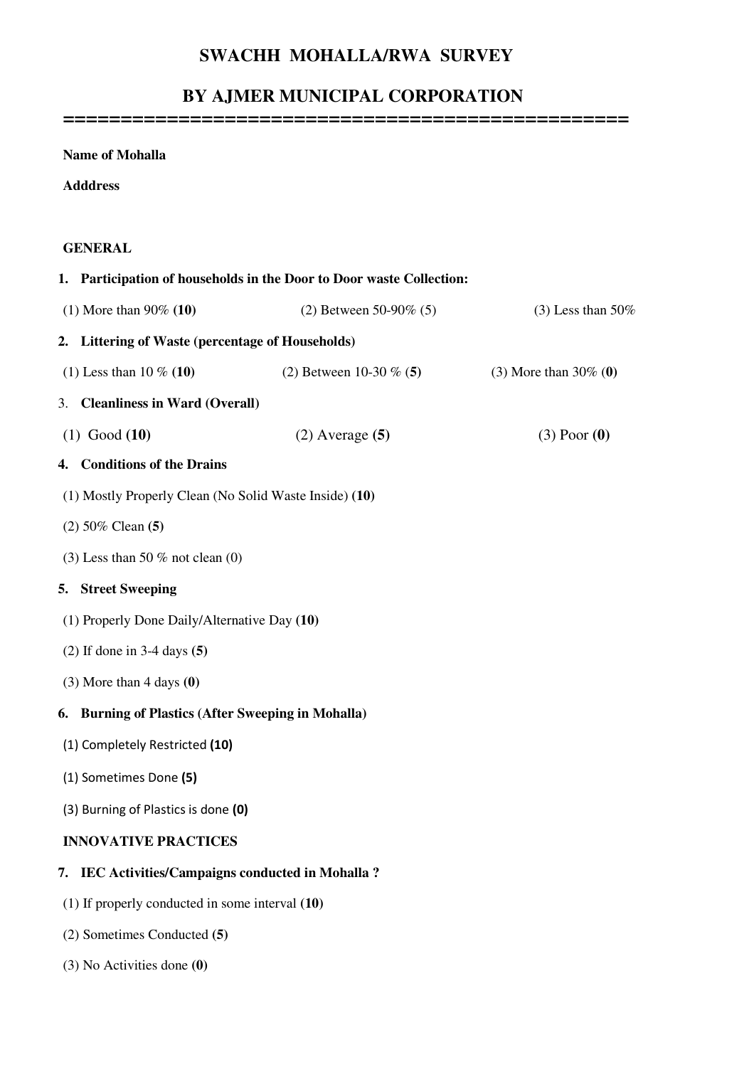# SWACHH MOHALLA/RWA SURVEY

# BY AJMER MUNICIPAL CORPORATION

==================================================

**Name of Mohalla**

**Adddress**

**GENERAL**

**1. Participation of households in the Door to Door waste Collection:**

(1) More than 90% **(10)** (2) Between 50-90% (5) (3) Less than 50%

**2. Littering of Waste (percentage of Households)**

(1) Less than 10 % **(10)** (2) Between 10-30 % (**5**) (3) More than 30% (**0**)

3. **Cleanliness in Ward (Overall)**

(1) Good **(10)** (2) Average **(5)** (3) Poor **(0)**

**4. Conditions of the Drains**

(1) Mostly Properly Clean (No Solid Waste Inside) **(10)**

(2) 50% Clean **(5)**

(3) Less than 50 % not clean (0)

**5. Street Sweeping**

(1) Properly Done Daily/Alternative Day **(10)**

(2) If done in 3-4 days **(5)**

(3) More than 4 days **(0)**

**6. Burning of Plastics (After Sweeping in Mohalla)**

(1) Completely Restricted **(10)**

(1) Sometimes Done **(5)**

(3) Burning of Plastics is done **(0)**

**INNOVATIVE PRACTICES**

**7. IEC Activities/Campaigns conducted in Mohalla ?**

(1) If properly conducted in some interval **(10)**

(2) Sometimes Conducted **(5)**

(3) No Activities done **(0)**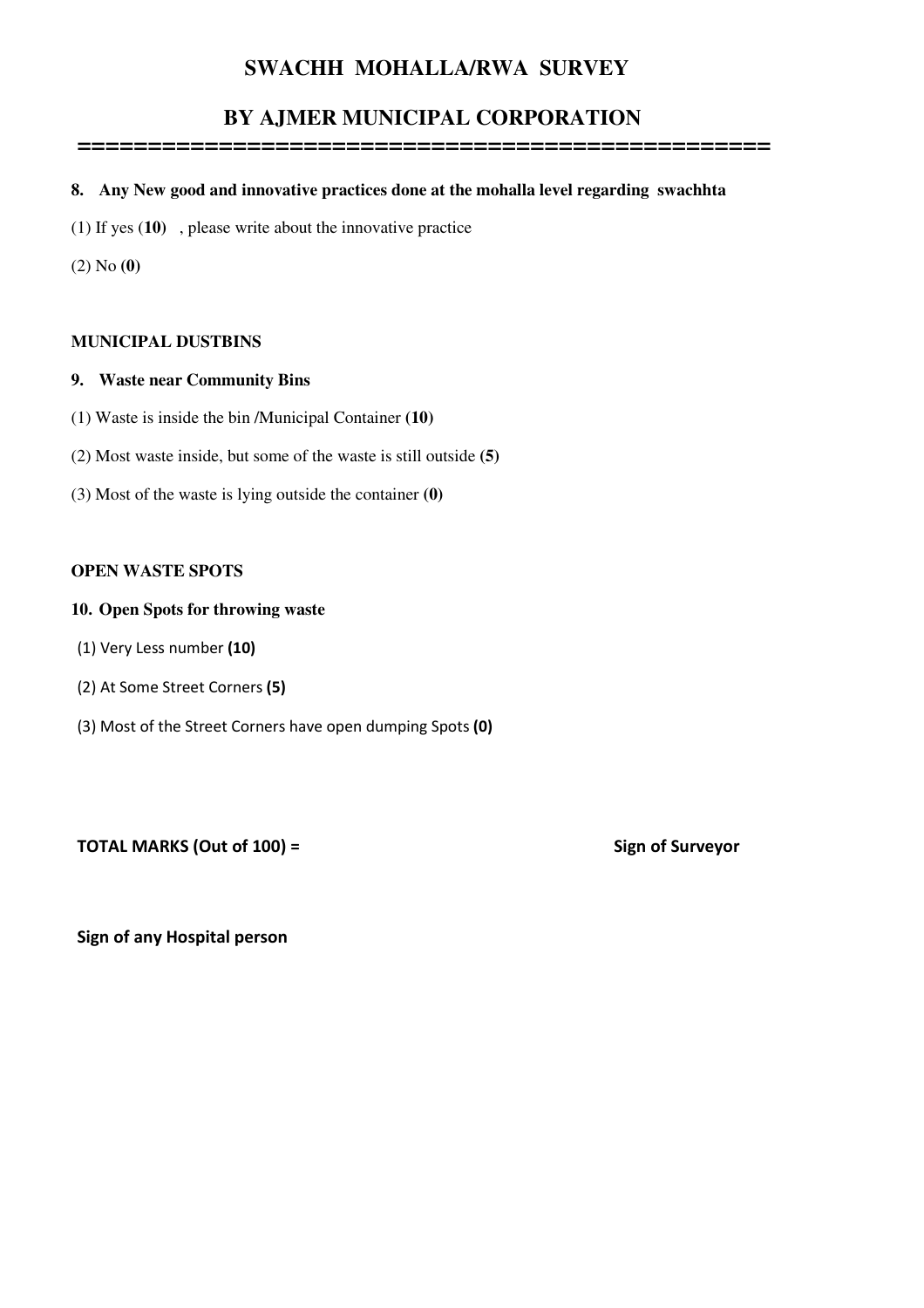# SWACHH MOHALLA/RWA SURVEY

## BY AJMER MUNICIPAL CORPORATION

==================================================

**8. Any New good and innovative practices done at the mohalla level regarding swachhta**

(1) If yes (**10**) , please write about the innovative practice

(2) No **(0)**

**MUNICIPAL DUSTBINS**

**9. Waste near Community Bins**

(1) Waste is inside the bin /Municipal Container **(10)**

(2) Most waste inside, but some of the waste is still outside **(5)**

(3) Most of the waste is lying outside the container **(0)**

**OPEN WASTE SPOTS**

**10. Open Spots for throwing waste**

(1) Very Less number **(10)**

(2) At Some Street Corners **(5)**

(3) Most of the Street Corners have open dumping Spots **(0)**

**TOTAL MARKS (Out of 100) =**

**Sign of Surveyor**

**Sign of any Hospital person**